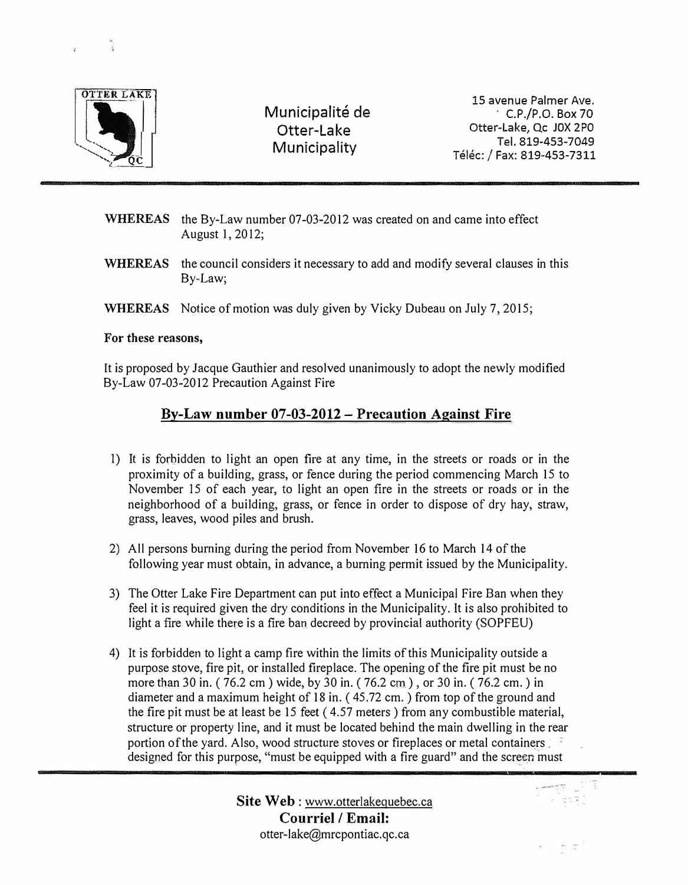Municipalité de
Otter-Lake
Municipality

15 avenue Palmer Ave.
C.P./P.O. Box 70
Otter-Lake, Qc J0X 2P0
Tel. 819-453-7049
Téléc: / Fax: 819-453-7311

**WHEREAS** the By-Law number 07-03-2012 was created on and came into effect August 1, 2012;

**WHEREAS** the council considers it necessary to add and modify several clauses in this By-Law;

**WHEREAS** Notice of motion was duly given by Vicky Dubeau on July 7, 2015;

**For these reasons,**

It is proposed by Jacque Gauthier and resolved unanimously to adopt the newly modified By-Law 07-03-2012 Precaution Against Fire

## By-Law number 07-03-2012 – Precaution Against Fire

1) It is forbidden to light an open fire at any time, in the streets or roads or in the proximity of a building, grass, or fence during the period commencing March 15 to November 15 of each year, to light an open fire in the streets or roads or in the neighborhood of a building, grass, or fence in order to dispose of dry hay, straw, grass, leaves, wood piles and brush.

2) All persons burning during the period from November 16 to March 14 of the following year must obtain, in advance, a burning permit issued by the Municipality.

3) The Otter Lake Fire Department can put into effect a Municipal Fire Ban when they feel it is required given the dry conditions in the Municipality. It is also prohibited to light a fire while there is a fire ban decreed by provincial authority (SOPFEU)

4) It is forbidden to light a camp fire within the limits of this Municipality outside a purpose stove, fire pit, or installed fireplace. The opening of the fire pit must be no more than 30 in. ( 76.2 cm ) wide, by 30 in. ( 76.2 cm ), or 30 in. ( 76.2 cm. ) in diameter and a maximum height of 18 in. ( 45.72 cm. ) from top of the ground and the fire pit must be at least be 15 feet ( 4.57 meters ) from any combustible material, structure or property line, and it must be located behind the main dwelling in the rear portion of the yard. Also, wood structure stoves or fireplaces or metal containers designed for this purpose, "must be equipped with a fire guard" and the screen must

**Site Web** : www.otterlakequebec.ca
**Courriel / Email:**
otter-lake@mrcpontiac.qc.ca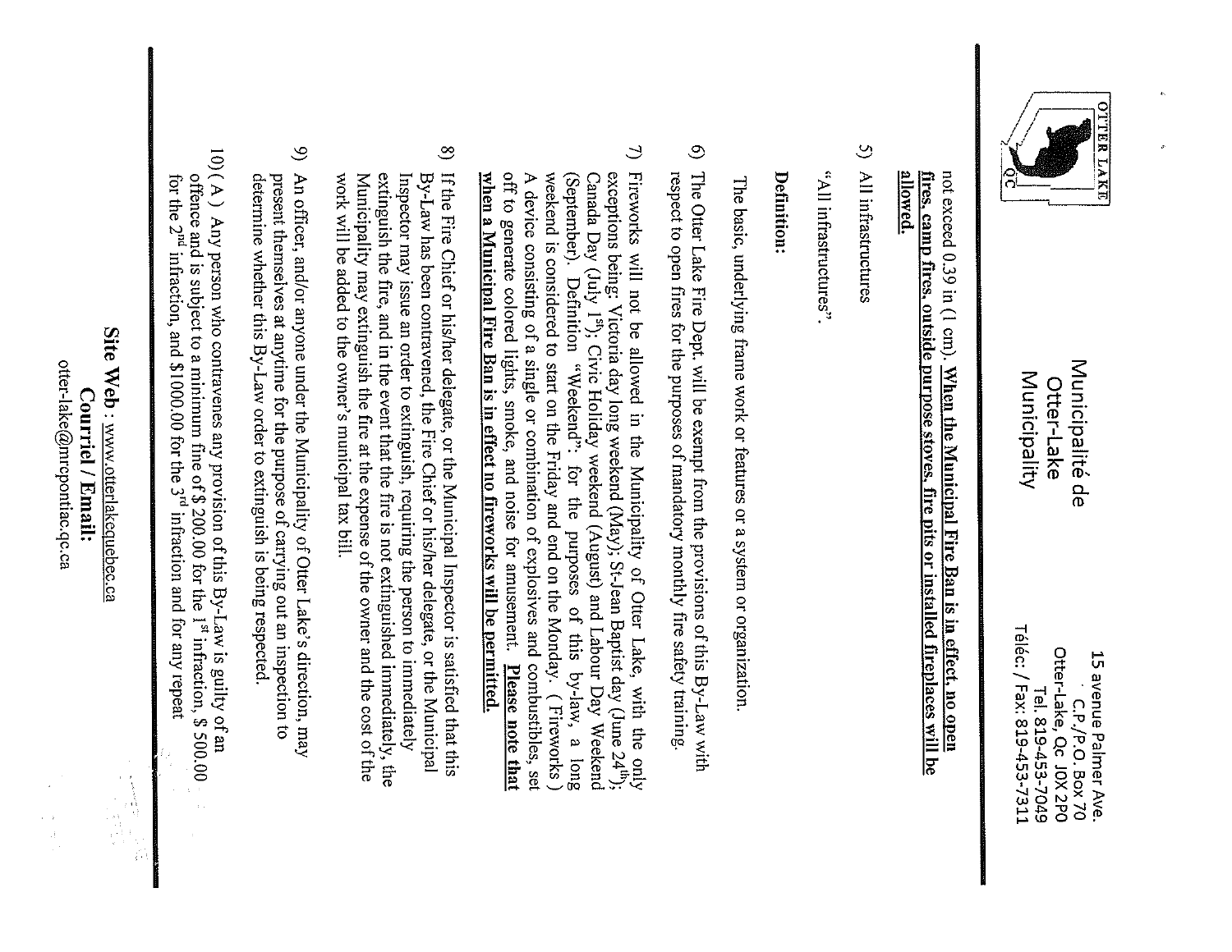Municipalité de
Otter-Lake
Municipality

15 avenue Palmer Ave.
C.P./P.O. Box 70
Otter-Lake, Qc J0X 2P0
Tel. 819-453-7049
Téléc: / Fax: 819-453-7311

not exceed 0.39 in (1 cm). **When the Municipal Fire Ban is in effect, no open fires, camp fires, outside purpose stoves, fire pits or installed fireplaces will be allowed.**

5) All infrastructures

"All infrastructures".

**Definition:**

The basic, underlying frame work or features or a system or organization.

6) The Otter Lake Fire Dept. will be exempt from the provisions of this By-Law with respect to open fires for the purposes of mandatory monthly fire safety training.

7) Fireworks will not be allowed in the Municipality of Otter Lake, with the only exceptions being: Victoria day long weekend (May); St-Jean Baptist day (June 24th); Canada Day (July 1st); Civic Holiday weekend (August) and Labour Day Weekend (September). Definition "Weekend": for the purposes of this by-law, a long weekend is considered to start on the Friday and end on the Monday. ( Fireworks ) A device consisting of a single or combination of explosives and combustibles, set off to generate colored lights, smoke, and noise for amusement. **Please note that when a Municipal Fire Ban is in effect no fireworks will be permitted.**

8) If the Fire Chief or his/her delegate, or the Municipal Inspector is satisfied that this By-Law has been contravened, the Fire Chief or his/her delegate, or the Municipal Inspector may issue an order to extinguish, requiring the person to immediately extinguish the fire, and in the event that the fire is not extinguished immediately, the Municipality may extinguish the fire at the expense of the owner and the cost of the work will be added to the owner's municipal tax bill.

9) An officer, and/or anyone under the Municipality of Otter Lake's direction, may present themselves at anytime for the purpose of carrying out an inspection to determine whether this By-Law order to extinguish is being respected.

10) ( A ) Any person who contravenes any provision of this By-Law is guilty of an offence and is subject to a minimum fine of $ 200.00 for the 1st infraction, $ 500.00 for the 2nd infraction, and $1000.00 for the 3rd infraction and for any repeat

**Site Web** : www.otterlakequebec.ca
**Courriel / Email:**
otter-lake@mrcpontiac.qc.ca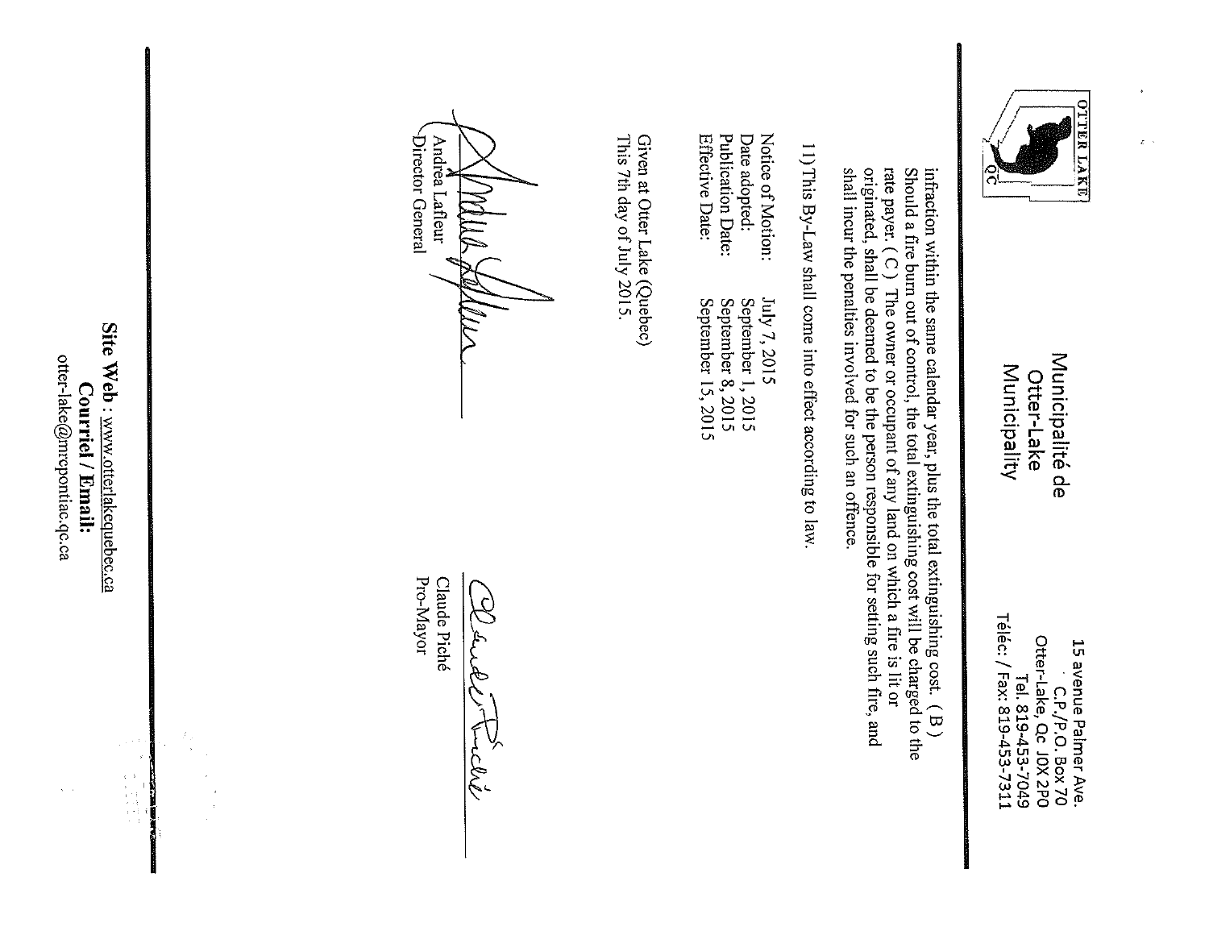Municipalité de
Otter-Lake
Municipality

15 avenue Palmer Ave.
C.P./P.O. Box 70
Otter-Lake, Qc J0X 2P0
Tel. 819-453-7049
Téléc: / Fax: 819-453-7311

infraction within the same calendar year, plus the total extinguishing cost. ( B ) Should a fire burn out of control, the total extinguishing cost will be charged to the rate payer. ( C ) The owner or occupant of any land on which a fire is lit or originated, shall be deemed to be the person responsible for setting such fire, and shall incur the penalties involved for such an offence.

11) This By-Law shall come into effect according to law.

| | |
|---|---|
| Notice of Motion: | July 7, 2015 |
| Date adopted: | September 1, 2015 |
| Publication Date: | September 8, 2015 |
| Effective Date: | September 15, 2015 |

Given at Otter Lake (Quebec)
This 7th day of July 2015.

Andrea Lafleur
Director General

Claude Piché
Pro-Mayor

**Site Web** : www.otterlakequebec.ca
**Courriel / Email:**
otter-lake@mrcpontiac.qc.ca